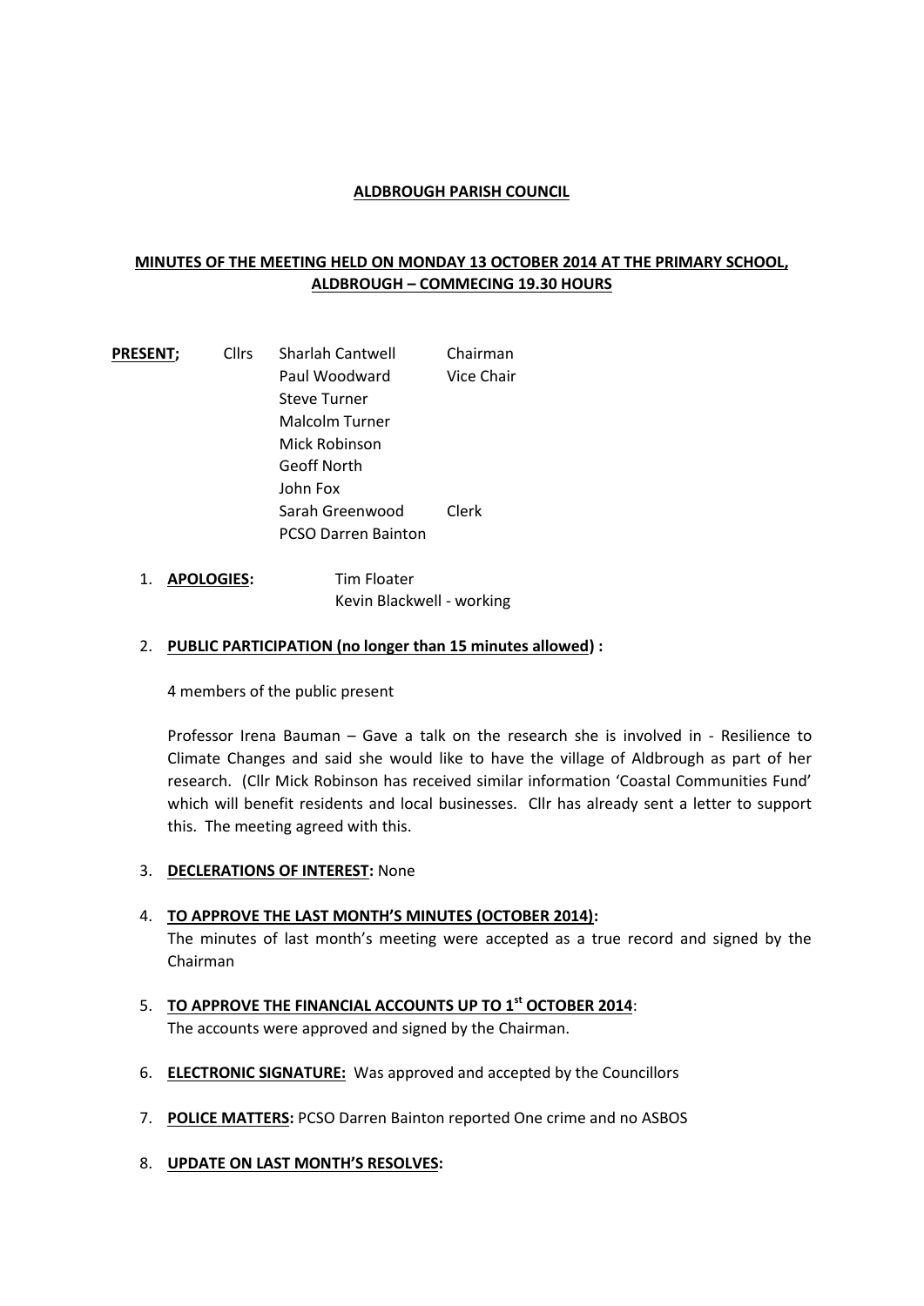**ALDBROUGH PARISH COUNCIL**

**MINUTES OF THE MEETING HELD ON MONDAY 13 OCTOBER 2014 AT THE PRIMARY SCHOOL, ALDBROUGH – COMMECING 19.30 HOURS**

| **PRESENT;** | Cllrs | Sharlah Cantwell | Chairman |
|---|---|---|---|
| | | Paul Woodward | Vice Chair |
| | | Steve Turner | |
| | | Malcolm Turner | |
| | | Mick Robinson | |
| | | Geoff North | |
| | | John Fox | |
| | | Sarah Greenwood | Clerk |
| | | PCSO Darren Bainton | |

1. **APOLOGIES:** Tim Floater
   Kevin Blackwell - working

2. **PUBLIC PARTICIPATION (no longer than 15 minutes allowed) :**

   4 members of the public present

   Professor Irena Bauman – Gave a talk on the research she is involved in - Resilience to Climate Changes and said she would like to have the village of Aldbrough as part of her research. (Cllr Mick Robinson has received similar information 'Coastal Communities Fund' which will benefit residents and local businesses. Cllr has already sent a letter to support this. The meeting agreed with this.

3. **DECLERATIONS OF INTEREST:** None

4. **TO APPROVE THE LAST MONTH'S MINUTES (OCTOBER 2014):**
   The minutes of last month's meeting were accepted as a true record and signed by the Chairman

5. **TO APPROVE THE FINANCIAL ACCOUNTS UP TO 1st OCTOBER 2014**:
   The accounts were approved and signed by the Chairman.

6. **ELECTRONIC SIGNATURE:** Was approved and accepted by the Councillors

7. **POLICE MATTERS:** PCSO Darren Bainton reported One crime and no ASBOS

8. **UPDATE ON LAST MONTH'S RESOLVES:**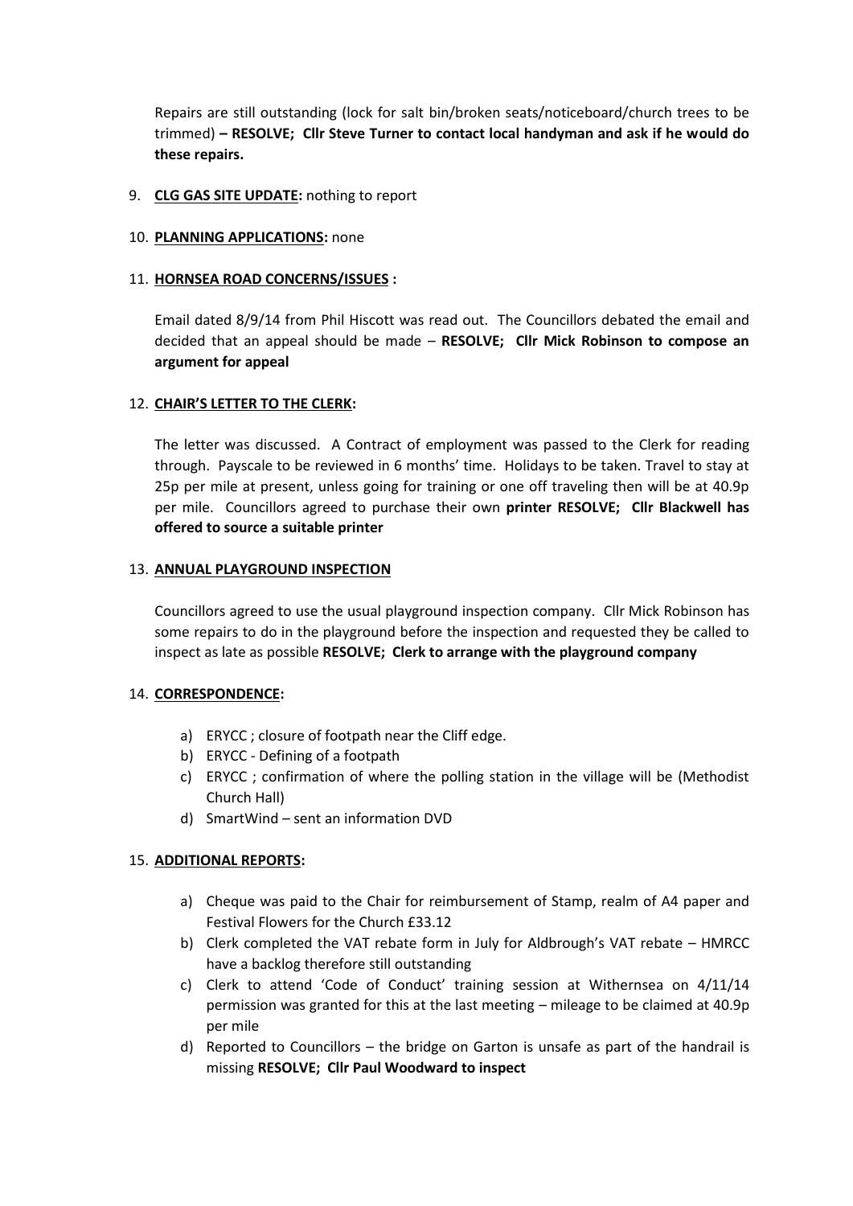Repairs are still outstanding (lock for salt bin/broken seats/noticeboard/church trees to be trimmed) **– RESOLVE; Cllr Steve Turner to contact local handyman and ask if he would do these repairs.**

9. **<u>CLG GAS SITE UPDATE</u>:** nothing to report

10. **<u>PLANNING APPLICATIONS</u>:** none

11. **<u>HORNSEA ROAD CONCERNS/ISSUES</u> :**

    Email dated 8/9/14 from Phil Hiscott was read out. The Councillors debated the email and decided that an appeal should be made – **RESOLVE; Cllr Mick Robinson to compose an argument for appeal**

12. **<u>CHAIR'S LETTER TO THE CLERK</u>:**

    The letter was discussed. A Contract of employment was passed to the Clerk for reading through. Payscale to be reviewed in 6 months' time. Holidays to be taken. Travel to stay at 25p per mile at present, unless going for training or one off traveling then will be at 40.9p per mile. Councillors agreed to purchase their own **printer RESOLVE; Cllr Blackwell has offered to source a suitable printer**

13. **<u>ANNUAL PLAYGROUND INSPECTION</u>**

    Councillors agreed to use the usual playground inspection company. Cllr Mick Robinson has some repairs to do in the playground before the inspection and requested they be called to inspect as late as possible **RESOLVE; Clerk to arrange with the playground company**

14. **<u>CORRESPONDENCE</u>:**

    a) ERYCC ; closure of footpath near the Cliff edge.
    b) ERYCC - Defining of a footpath
    c) ERYCC ; confirmation of where the polling station in the village will be (Methodist Church Hall)
    d) SmartWind – sent an information DVD

15. **<u>ADDITIONAL REPORTS</u>:**

    a) Cheque was paid to the Chair for reimbursement of Stamp, realm of A4 paper and Festival Flowers for the Church £33.12
    b) Clerk completed the VAT rebate form in July for Aldbrough's VAT rebate – HMRCC have a backlog therefore still outstanding
    c) Clerk to attend 'Code of Conduct' training session at Withernsea on 4/11/14 permission was granted for this at the last meeting – mileage to be claimed at 40.9p per mile
    d) Reported to Councillors – the bridge on Garton is unsafe as part of the handrail is missing **RESOLVE; Cllr Paul Woodward to inspect**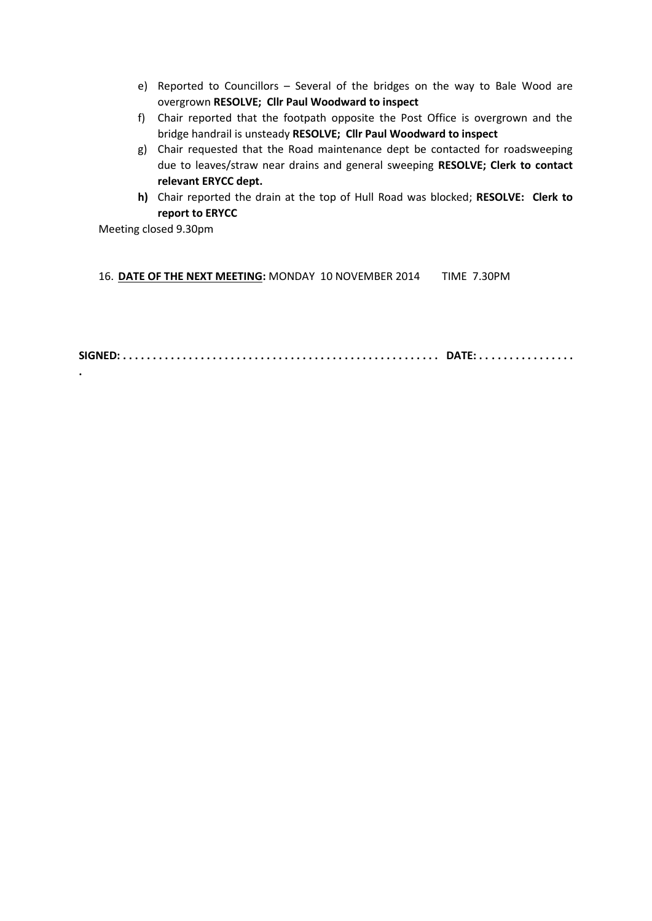e) Reported to Councillors – Several of the bridges on the way to Bale Wood are overgrown **RESOLVE; Cllr Paul Woodward to inspect**
f) Chair reported that the footpath opposite the Post Office is overgrown and the bridge handrail is unsteady **RESOLVE; Cllr Paul Woodward to inspect**
g) Chair requested that the Road maintenance dept be contacted for roadsweeping due to leaves/straw near drains and general sweeping **RESOLVE; Clerk to contact relevant ERYCC dept.**
**h)** Chair reported the drain at the top of Hull Road was blocked; **RESOLVE: Clerk to report to ERYCC**

Meeting closed 9.30pm

16. **DATE OF THE NEXT MEETING:** MONDAY 10 NOVEMBER 2014 TIME 7.30PM

**SIGNED: . . . . . . . . . . . . . . . . . . . . . . . . . . . . . . . . . . . . . . . . . . . . . . . . . . . . DATE: . . . . . . . . . . . . . . . . .**